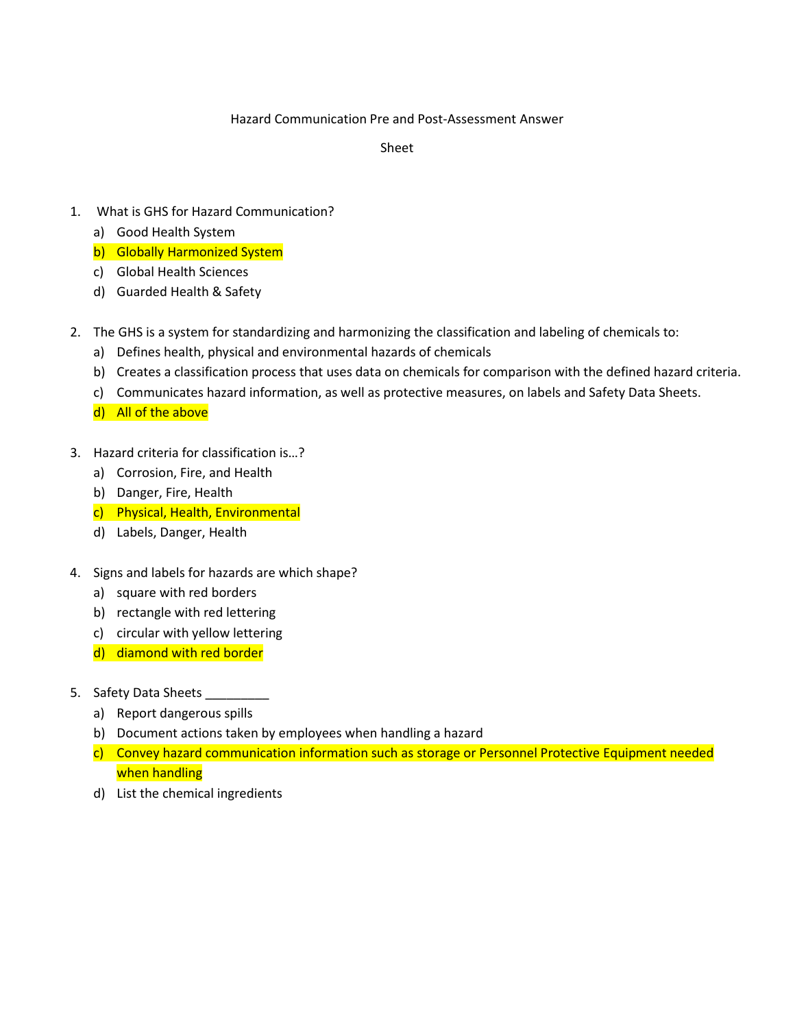Hazard Communication Pre and Post-Assessment Answer Sheet

1. What is GHS for Hazard Communication?
   a) Good Health System
   b) ==Globally Harmonized System==
   c) Global Health Sciences
   d) Guarded Health & Safety

2. The GHS is a system for standardizing and harmonizing the classification and labeling of chemicals to:
   a) Defines health, physical and environmental hazards of chemicals
   b) Creates a classification process that uses data on chemicals for comparison with the defined hazard criteria.
   c) Communicates hazard information, as well as protective measures, on labels and Safety Data Sheets.
   d) ==All of the above==

3. Hazard criteria for classification is…?
   a) Corrosion, Fire, and Health
   b) Danger, Fire, Health
   c) ==Physical, Health, Environmental==
   d) Labels, Danger, Health

4. Signs and labels for hazards are which shape?
   a) square with red borders
   b) rectangle with red lettering
   c) circular with yellow lettering
   d) ==diamond with red border==

5. Safety Data Sheets _________
   a) Report dangerous spills
   b) Document actions taken by employees when handling a hazard
   c) ==Convey hazard communication information such as storage or Personnel Protective Equipment needed when handling==
   d) List the chemical ingredients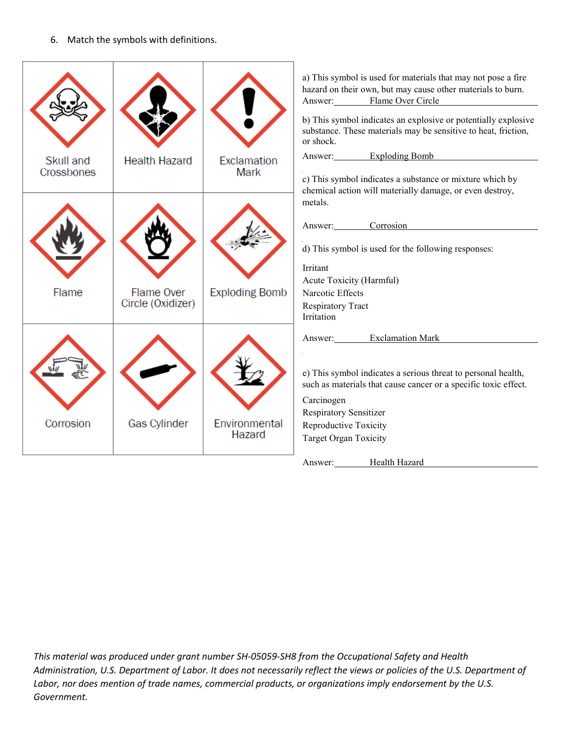6. Match the symbols with definitions.

| | | |
|---|---|---|
| Skull and Crossbones | Health Hazard | Exclamation Mark |
| Flame | Flame Over Circle (Oxidizer) | Exploding Bomb |
| Corrosion | Gas Cylinder | Environmental Hazard |

a) This symbol is used for materials that may not pose a fire hazard on their own, but may cause other materials to burn.
Answer: Flame Over Circle

b) This symbol indicates an explosive or potentially explosive substance. These materials may be sensitive to heat, friction, or shock.

Answer: Exploding Bomb

c) This symbol indicates a substance or mixture which by chemical action will materially damage, or even destroy, metals.

Answer: Corrosion

d) This symbol is used for the following responses:

Irritant
Acute Toxicity (Harmful)
Narcotic Effects
Respiratory Tract
Irritation

Answer: Exclamation Mark

e) This symbol indicates a serious threat to personal health, such as materials that cause cancer or a specific toxic effect.

Carcinogen
Respiratory Sensitizer
Reproductive Toxicity
Target Organ Toxicity

Answer: Health Hazard

*This material was produced under grant number SH-05059-SH8 from the Occupational Safety and Health Administration, U.S. Department of Labor. It does not necessarily reflect the views or policies of the U.S. Department of Labor, nor does mention of trade names, commercial products, or organizations imply endorsement by the U.S. Government.*